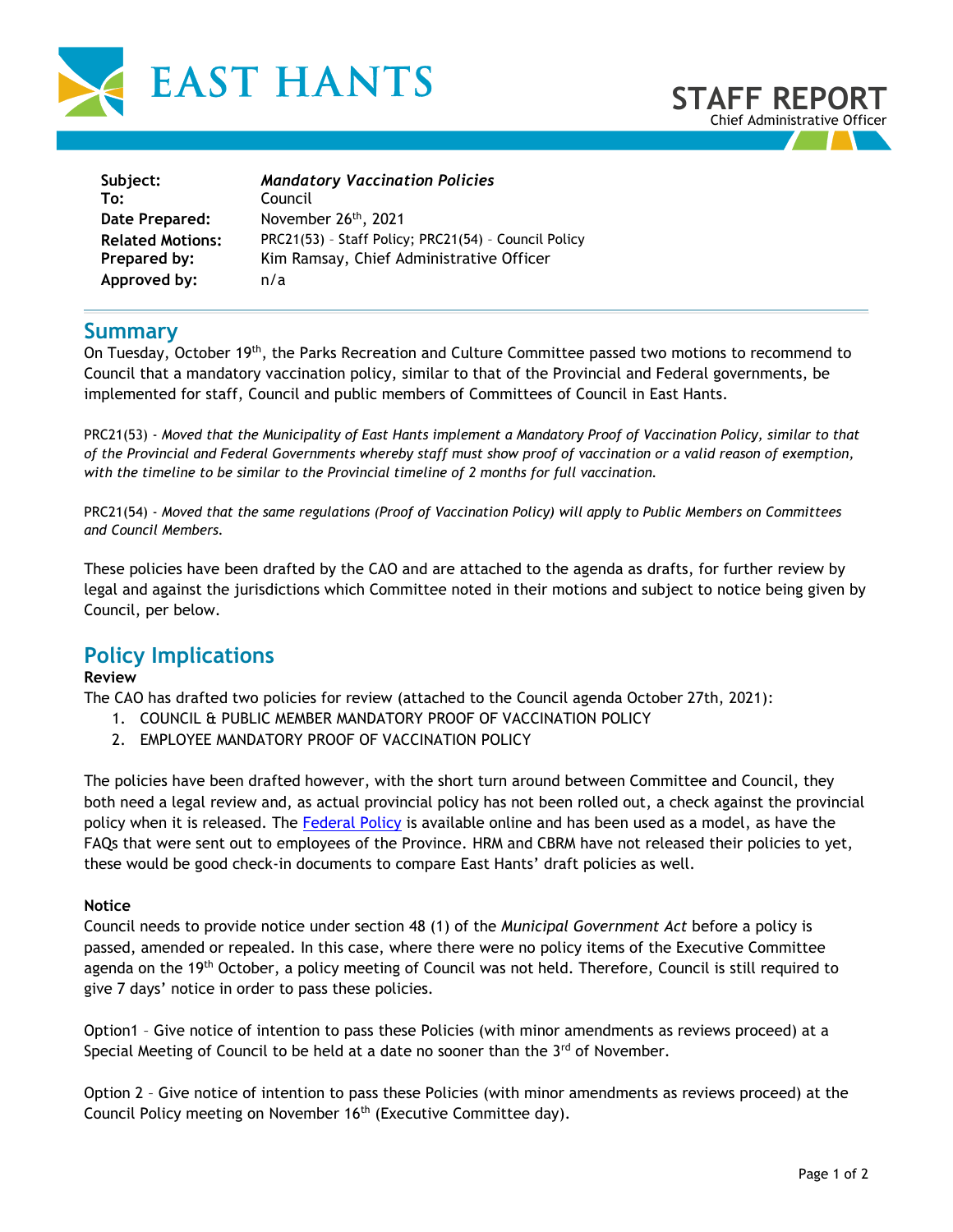EAST HANTS

# STAFF REPORT

Chief Administrative Officer

| | |
|---|---|
| **Subject:** | ***Mandatory Vaccination Policies*** |
| **To:** | Council |
| **Date Prepared:** | November 26th, 2021 |
| **Related Motions:** | PRC21(53) – Staff Policy; PRC21(54) – Council Policy |
| **Prepared by:** | Kim Ramsay, Chief Administrative Officer |
| **Approved by:** | n/a |

## Summary

On Tuesday, October 19th, the Parks Recreation and Culture Committee passed two motions to recommend to Council that a mandatory vaccination policy, similar to that of the Provincial and Federal governments, be implemented for staff, Council and public members of Committees of Council in East Hants.

PRC21(53) - *Moved that the Municipality of East Hants implement a Mandatory Proof of Vaccination Policy, similar to that of the Provincial and Federal Governments whereby staff must show proof of vaccination or a valid reason of exemption, with the timeline to be similar to the Provincial timeline of 2 months for full vaccination.*

PRC21(54) - *Moved that the same regulations (Proof of Vaccination Policy) will apply to Public Members on Committees and Council Members.*

These policies have been drafted by the CAO and are attached to the agenda as drafts, for further review by legal and against the jurisdictions which Committee noted in their motions and subject to notice being given by Council, per below.

## Policy Implications

**Review**

The CAO has drafted two policies for review (attached to the Council agenda October 27th, 2021):

1. COUNCIL & PUBLIC MEMBER MANDATORY PROOF OF VACCINATION POLICY
2. EMPLOYEE MANDATORY PROOF OF VACCINATION POLICY

The policies have been drafted however, with the short turn around between Committee and Council, they both need a legal review and, as actual provincial policy has not been rolled out, a check against the provincial policy when it is released. The Federal Policy is available online and has been used as a model, as have the FAQs that were sent out to employees of the Province. HRM and CBRM have not released their policies to yet, these would be good check-in documents to compare East Hants' draft policies as well.

**Notice**

Council needs to provide notice under section 48 (1) of the *Municipal Government Act* before a policy is passed, amended or repealed. In this case, where there were no policy items of the Executive Committee agenda on the 19th October, a policy meeting of Council was not held. Therefore, Council is still required to give 7 days' notice in order to pass these policies.

Option1 – Give notice of intention to pass these Policies (with minor amendments as reviews proceed) at a Special Meeting of Council to be held at a date no sooner than the 3rd of November.

Option 2 – Give notice of intention to pass these Policies (with minor amendments as reviews proceed) at the Council Policy meeting on November 16th (Executive Committee day).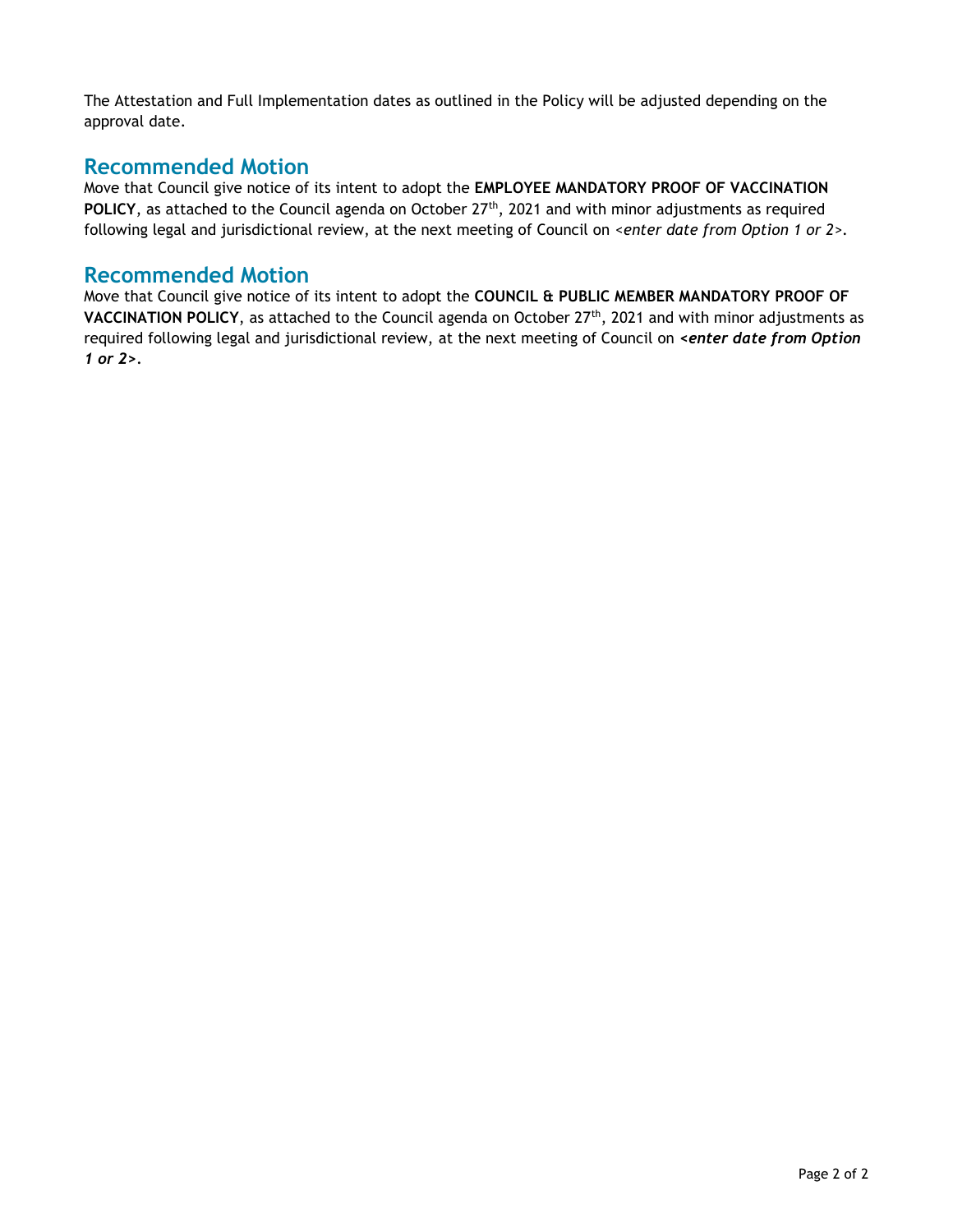The Attestation and Full Implementation dates as outlined in the Policy will be adjusted depending on the approval date.

## Recommended Motion

Move that Council give notice of its intent to adopt the **EMPLOYEE MANDATORY PROOF OF VACCINATION POLICY**, as attached to the Council agenda on October 27th, 2021 and with minor adjustments as required following legal and jurisdictional review, at the next meeting of Council on *<enter date from Option 1 or 2>*.

## Recommended Motion

Move that Council give notice of its intent to adopt the **COUNCIL & PUBLIC MEMBER MANDATORY PROOF OF VACCINATION POLICY**, as attached to the Council agenda on October 27th, 2021 and with minor adjustments as required following legal and jurisdictional review, at the next meeting of Council on ***<enter date from Option 1 or 2>***.